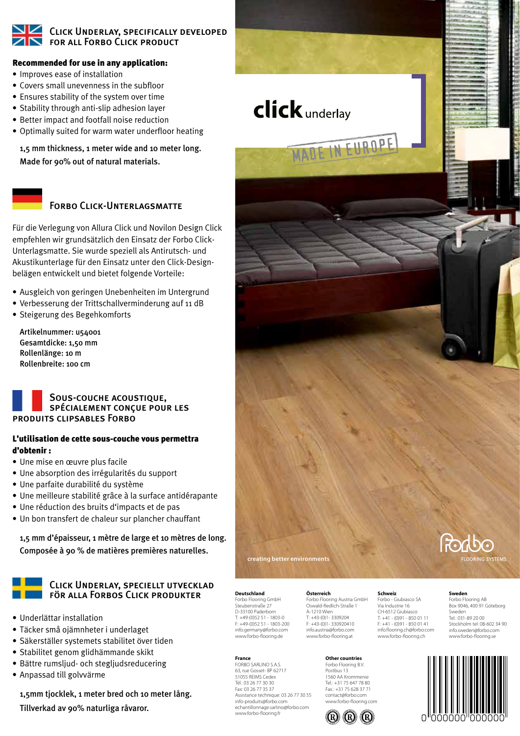## Click Underlay, specifically developed for all Forbo Click product

**Recommended for use in any application:**

- Improves ease of installation
- Covers small unevenness in the subfloor
- Ensures stability of the system over time
- Stability through anti-slip adhesion layer
- Better impact and footfall noise reduction
- Optimally suited for warm water underfloor heating

**1,5 mm thickness, 1 meter wide and 10 meter long.**
**Made for 90% out of natural materials.**

## Forbo Click-Unterlagsmatte

Für die Verlegung von Allura Click und Novilon Design Click empfehlen wir grundsätzlich den Einsatz der Forbo Click-Unterlagsmatte. Sie wurde speziell als Antirutsch- und Akustikunterlage für den Einsatz unter den Click-Design-belägen entwickelt und bietet folgende Vorteile:

- Ausgleich von geringen Unebenheiten im Untergrund
- Verbesserung der Trittschallverminderung auf 11 dB
- Steigerung des Begehkomforts

**Artikelnummer: u54001**
**Gesamtdicke: 1,50 mm**
**Rollenlänge: 10 m**
**Rollenbreite: 100 cm**

## Sous-couche acoustique, spécialement conçue pour les produits clipsables Forbo

**L'utilisation de cette sous-couche vous permettra d'obtenir :**

- Une mise en œuvre plus facile
- Une absorption des irrégularités du support
- Une parfaite durabilité du système
- Une meilleure stabilité grâce à la surface antidérapante
- Une réduction des bruits d'impacts et de pas
- Un bon transfert de chaleur sur plancher chauffant

**1,5 mm d'épaisseur, 1 mètre de large et 10 mètres de long.**
**Composée à 90 % de matières premières naturelles.**

## Click Underlay, speciellt utvecklad för alla Forbos Click produkter

- Underlättar installation
- Täcker små ojämnheter i underlaget
- Säkerställer systemets stabilitet över tiden
- Stabilitet genom glidhämmande skikt
- Bättre rumsljud- och stegljudsreducering
- Anpassad till golvvärme

**1,5mm tjocklek, 1 meter bred och 10 meter lång.**
**Tillverkad av 90% naturliga råvaror.**

click underlay

MADE IN EUROPE

creating better environments

forbo FLOORING SYSTEMS

**Deutschland**
Forbo Flooring GmbH
Steubenstraße 27
D-33100 Paderborn
T: +49-(0)52 51 - 1803-0
F: +49-(0)52 51 - 1803-200
info.germany@forbo.com
www.forbo-flooring.de

**Österreich**
Forbo Flooring Austria GmbH
Oswald-Redlich-Straße 1
A-1210 Wien
T: +43-(0)1 - 3309204
F: +43-(0)1 - 330920410
info.austria@forbo.com
www.forbo-flooring.at

**Schweiz**
Forbo - Giubiasco SA
Via Industrie 16
CH-6512 Giubiasco
T: +41 - (0)91 - 850 01 11
F: +41 - (0)91 - 850 01 41
info.flooring.ch@forbo.com
www.forbo-flooring.ch

**Sweden**
Forbo Flooring AB
Box 9046, 400 91 Göteborg
Sweden
Tel.: 031-89 20 00
Stockholm tel: 08-602 34 90
info.sweden@forbo.com
www.forbo-flooring.se

**France**
FORBO SARLINO S.A.S.
63, rue Gosset- BP 62717
51055 REIMS Cedex
Tél.: 03 26 77 30 30
Fax: 03 26 77 35 37
Assistance technique: 03 26 77 30 55
info-produits@forbo.com
echantillonnage.sarlino@forbo.com
www.forbo-flooring.fr

**Other countries**
Forbo Flooring B.V.
Postbus 13
1560 AA Krommenie
Tel.: +31 75 647 78 80
Fax.: +31 75 628 37 71
contact@forbo.com
www.forbo-flooring.com

0 000000 000000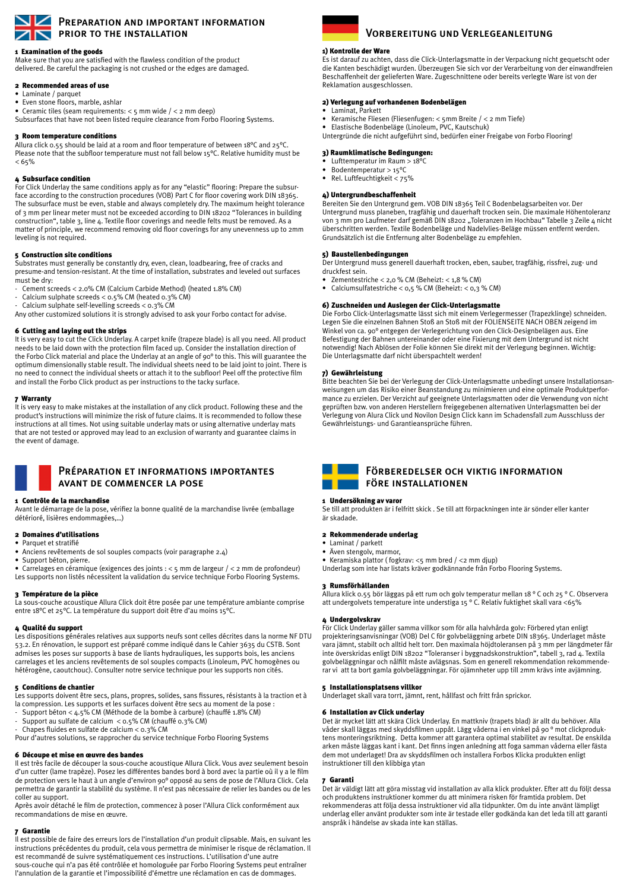# Preparation and important information prior to the installation

### 1 Examination of the goods

Make sure that you are satisfied with the flawless condition of the product delivered. Be careful the packaging is not crushed or the edges are damaged.

### 2 Recommended areas of use

- Laminate / parquet
- Even stone floors, marble, ashlar
- Ceramic tiles (seam requirements: < 5 mm wide / < 2 mm deep)

Subsurfaces that have not been listed require clearance from Forbo Flooring Systems.

### 3 Room temperature conditions

Allura click 0.55 should be laid at a room and floor temperature of between 18°C and 25°C. Please note that the subfloor temperature must not fall below 15°C. Relative humidity must be < 65%

### 4 Subsurface condition

For Click Underlay the same conditions apply as for any "elastic" flooring: Prepare the subsurface according to the construction procedures (VOB) Part C for floor covering work DIN 18365. The subsurface must be even, stable and always completely dry. The maximum height tolerance of 3 mm per linear meter must not be exceeded according to DIN 18202 "Tolerances in building construction", table 3, line 4. Textile floor coverings and needle felts must be removed. As a matter of principle, we recommend removing old floor coverings for any unevenness up to 2mm leveling is not required.

### 5 Construction site conditions

Substrates must generally be constantly dry, even, clean, loadbearing, free of cracks and presume-and tension-resistant. At the time of installation, substrates and leveled out surfaces must be dry:

- Cement screeds < 2.0% CM (Calcium Carbide Method) (heated 1.8% CM)
- Calcium sulphate screeds < 0.5% CM (heated 0.3% CM)
- Calcium sulphate self-levelling screeds < 0.3% CM

Any other customized solutions it is strongly advised to ask your Forbo contact for advise.

### 6 Cutting and laying out the strips

It is very easy to cut the Click Underlay. A carpet knife (trapeze blade) is all you need. All product needs to be laid down with the protection film faced up. Consider the installation direction of the Forbo Click material and place the Underlay at an angle of 90° to this. This will guarantee the optimum dimensionally stable result. The individual sheets need to be laid joint to joint. There is no need to connect the individual sheets or attach it to the subfloor! Peel off the protective film and install the Forbo Click product as per instructions to the tacky surface.

### 7 Warranty

It is very easy to make mistakes at the installation of any click product. Following these and the product's instructions will minimize the risk of future claims. It is recommended to follow these instructions at all times. Not using suitable underlay mats or using alternative underlay mats that are not tested or approved may lead to an exclusion of warranty and guarantee claims in the event of damage.

# Vorbereitung und Verlegeanleitung

### 1) Kontrolle der Ware

Es ist darauf zu achten, dass die Click-Unterlagsmatte in der Verpackung nicht gequetscht oder die Kanten beschädigt wurden. Überzeugen Sie sich vor der Verarbeitung von der einwandfreien Beschaffenheit der gelieferten Ware. Zugeschnittene oder bereits verlegte Ware ist von der Reklamation ausgeschlossen.

### 2) Verlegung auf vorhandenen Bodenbelägen

- Laminat, Parkett
- Keramische Fliesen (Fliesenfugen: < 5mm Breite / < 2 mm Tiefe)
- Elastische Bodenbeläge (Linoleum, PVC, Kautschuk)

Untergründe die nicht aufgeführt sind, bedürfen einer Freigabe von Forbo Flooring!

### 3) Raumklimatische Bedingungen:

- Lufttemperatur im Raum > 18°C
- Bodentemperatur > 15°C
- Rel. Luftfeuchtigkeit < 75%

### 4) Untergrundbeschaffenheit

Bereiten Sie den Untergrund gem. VOB DIN 18365 Teil C Bodenbelagsarbeiten vor. Der Untergrund muss planeben, tragfähig und dauerhaft trocken sein. Die maximale Höhentoleranz von 3 mm pro Laufmeter darf gemäß DIN 18202 „Toleranzen im Hochbau" Tabelle 3 Zeile 4 nicht überschritten werden. Textile Bodenbeläge und Nadelvlies-Beläge müssen entfernt werden. Grundsätzlich ist die Entfernung alter Bodenbeläge zu empfehlen.

### 5) Baustellenbedingungen

Der Untergrund muss generell dauerhaft trocken, eben, sauber, tragfähig, rissfrei, zug- und druckfest sein.

- Zementestriche < 2,0 % CM (Beheizt: < 1,8 % CM)
- Calciumsulfatestriche < 0,5 % CM (Beheizt: < 0,3 % CM)

### 6) Zuschneiden und Auslegen der Click-Unterlagsmatte

Die Forbo Click-Unterlagsmatte lässt sich mit einem Verlegermesser (Trapezklinge) schneiden. Legen Sie die einzelnen Bahnen Stoß an Stoß mit der FOLIENSEITE NACH OBEN zeigend im Winkel von ca. 90° entgegen der Verlegerichtung von den Click-Designbelägen aus. Eine Befestigung der Bahnen untereinander oder eine Fixierung mit dem Untergrund ist nicht notwendig! Nach Ablösen der Folie können Sie direkt mit der Verlegung beginnen. Wichtig: Die Unterlagsmatte darf nicht überspachtelt werden!

### 7) Gewährleistung

Bitte beachten Sie bei der Verlegung der Click-Unterlagsmatte unbedingt unsere Installationsanweisungen um das Risiko einer Beanstandung zu minimieren und eine optimale Produktperformance zu erzielen. Der Verzicht auf geeignete Unterlagsmatten oder die Verwendung von nicht geprüften bzw. von anderen Herstellern freigegebenen alternativen Unterlagsmatten bei der Verlegung von Alura Click und Novilon Design Click kann im Schadensfall zum Ausschluss der Gewährleistungs- und Garantieansprüche führen.

# Préparation et informations importantes avant de commencer la pose

### 1 Contrôle de la marchandise

Avant le démarrage de la pose, vérifiez la bonne qualité de la marchandise livrée (emballage détérioré, lisières endommagées,...)

### 2 Domaines d'utilisations

- Parquet et stratifié
- Anciens revêtements de sol souples compacts (voir paragraphe 2.4)
- Support béton, pierre.
- Carrelages en céramique (exigences des joints : < 5 mm de largeur / < 2 mm de profondeur)

Les supports non listés nécessitent la validation du service technique Forbo Flooring Systems.

### 3 Température de la pièce

La sous-couche acoustique Allura Click doit être posée par une température ambiante comprise entre 18°C et 25°C. La température du support doit être d'au moins 15°C.

### 4 Qualité du support

Les dispositions générales relatives aux supports neufs sont celles décrites dans la norme NF DTU 53.2. En rénovation, le support est préparé comme indiqué dans le Cahier 3635 du CSTB. Sont admises les poses sur supports à base de liants hydrauliques, les supports bois, les anciens carrelages et les anciens revêtements de sol souples compacts (Linoleum, PVC homogènes ou hétérogène, caoutchouc). Consulter notre service technique pour les supports non cités.

### 5 Conditions de chantier

Les supports doivent être secs, plans, propres, solides, sans fissures, résistants à la traction et à la compression. Les supports et les surfaces doivent être secs au moment de la pose :

- Support béton < 4.5% CM (Méthode de la bombe à carbure) (chauffé 1.8% CM)
- Support au sulfate de calcium < 0.5% CM (chauffé 0.3% CM)
- Chapes fluides en sulfate de calcium < 0.3% CM

Pour d'autres solutions, se rapprocher du service technique Forbo Flooring Systems

### 6 Découpe et mise en œuvre des bandes

Il est très facile de découper la sous-couche acoustique Allura Click. Vous avez seulement besoin d'un cutter (lame trapèze). Posez les différentes bandes bord à bord avec la partie où il y a le film de protection vers le haut à un angle d'environ 90° opposé au sens de pose de l'Allura Click. Cela permettra de garantir la stabilité du système. Il n'est pas nécessaire de relier les bandes ou de les coller au support.

Après avoir détaché le film de protection, commencez à poser l'Allura Click conformément aux recommandations de mise en œuvre.

### 7 Garantie

Il est possible de faire des erreurs lors de l'installation d'un produit clipsable. Mais, en suivant les instructions précédentes du produit, cela vous permettra de minimiser le risque de réclamation. Il est recommandé de suivre systématiquement ces instructions. L'utilisation d'une autre sous-couche qui n'a pas été contrôlée et homologuée par Forbo Flooring Systems peut entraîner l'annulation de la garantie et l'impossibilité d'émettre une réclamation en cas de dommages.

# Förberedelser och viktig information före installationen

### 1 Undersökning av varor

Se till att produkten är i felfritt skick . Se till att förpackningen inte är sönder eller kanter är skadade.

### 2 Rekommenderade underlag

- Laminat / parkett
- Även stengolv, marmor,
- Keramiska plattor ( fogkrav: <5 mm bred / <2 mm djup)

Underlag som inte har listats kräver godkännande från Forbo Flooring Systems.

### 3 Rumsförhållanden

Allura klick 0.55 bör läggas på ett rum och golv temperatur mellan 18 ° C och 25 ° C. Observera att undergolvets temperature inte understiga 15 ° C. Relativ fuktighet skall vara <65%

### 4 Undergolvskrav

För Click Underlay gäller samma villkor som för alla halvhårda golv: Förbered ytan enligt projekteringsanvisningar (VOB) Del C för golvbeläggning arbete DIN 18365. Underlaget måste vara jämnt, stabilt och alltid helt torr. Den maximala höjdtoleransen på 3 mm per längdmeter får inte överskridas enligt DIN 18202 "Toleranser i byggnadskonstruktion", tabell 3, rad 4. Textila golvbeläggningar och nålfilt måste avlägsnas. Som en generell rekommendation rekommenderar vi att ta bort gamla golvbeläggningar. För ojämnheter upp till 2mm krävs inte avjämning.

### 5 Installationsplatsens villkor

Underlaget skall vara torrt, jämnt, rent, hållfast och fritt från sprickor.

### 6 Installation av Click underlay

Det är mycket lätt att skära Click Underlay. En mattkniv (trapets blad) är allt du behöver. Alla våder skall läggas med skyddsfilmen uppåt. Lägg våderna i en vinkel på 90 ° mot clickproduktens monteringsriktning. Detta kommer att garantera optimal stabilitet av resultat. De enskilda arken måste läggas kant i kant. Det finns ingen anledning att foga samman våderna eller fästa dem mot underlaget! Dra av skyddsfilmen och installera Forbos Klicka produkten enligt instruktioner till den klibbiga ytan

### 7 Garanti

Det är väldigt lätt att göra misstag vid installation av alla klick produkter. Efter att du följt dessa och produktens instruktioner kommer du att minimera risken för framtida problem. Det rekommenderas att följa dessa instruktioner vid alla tidpunkter. Om du inte använt lämpligt underlag eller använt produkter som inte är testade eller godkända kan det leda till att garanti anspråk i händelse av skada inte kan ställas.